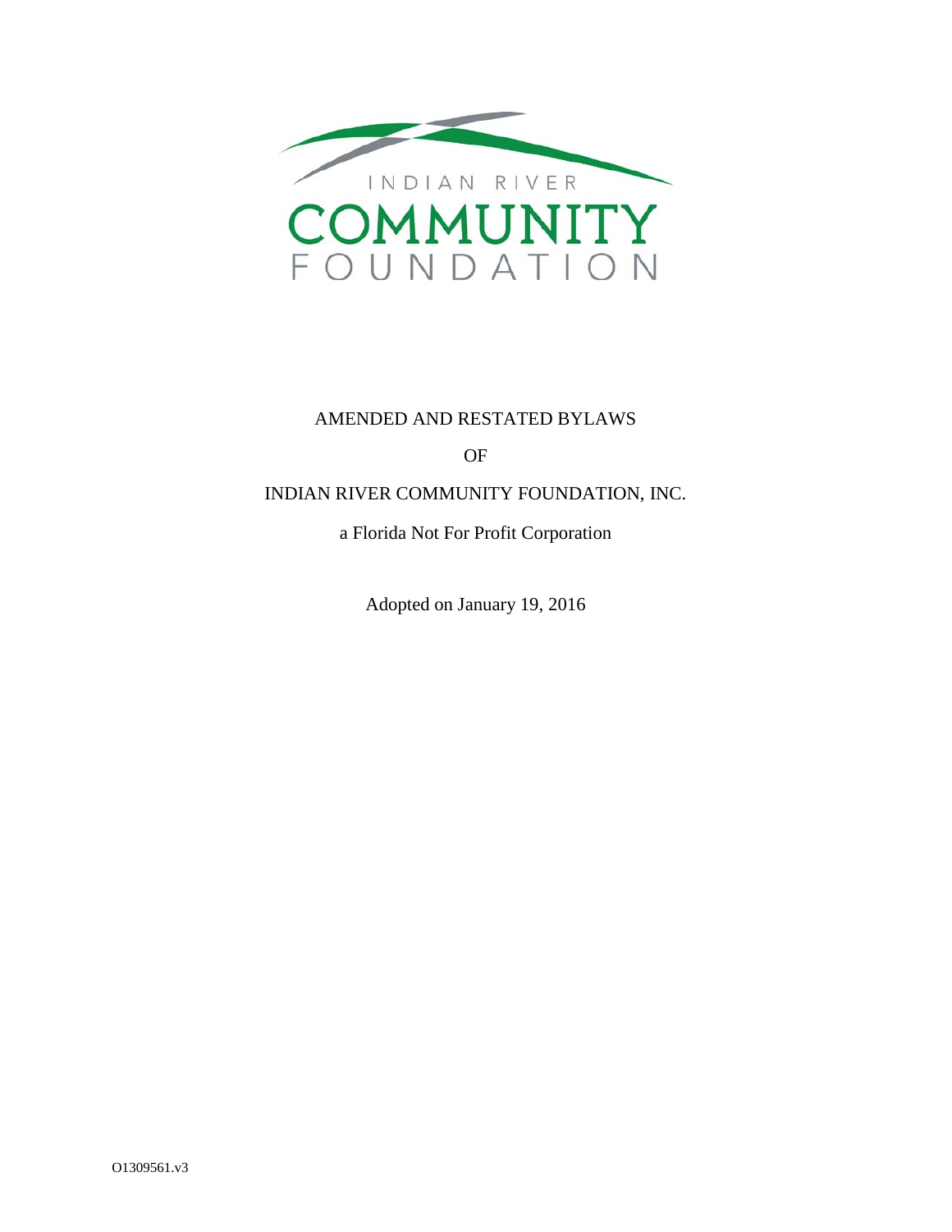INDIAN RIVER

COMMUNITY

FOUNDATION

# AMENDED AND RESTATED BYLAWS

OF

INDIAN RIVER COMMUNITY FOUNDATION, INC.

a Florida Not For Profit Corporation

Adopted on January 19, 2016

O1309561.v3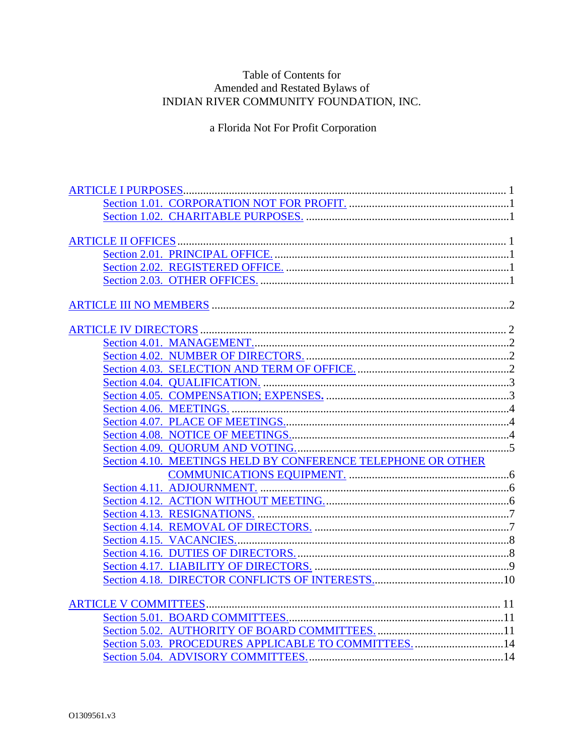Table of Contents for
Amended and Restated Bylaws of
INDIAN RIVER COMMUNITY FOUNDATION, INC.

a Florida Not For Profit Corporation

ARTICLE I PURPOSES .......... 1
- Section 1.01. CORPORATION NOT FOR PROFIT. .......... 1
- Section 1.02. CHARITABLE PURPOSES. .......... 1

ARTICLE II OFFICES .......... 1
- Section 2.01. PRINCIPAL OFFICE. .......... 1
- Section 2.02. REGISTERED OFFICE. .......... 1
- Section 2.03. OTHER OFFICES. .......... 1

ARTICLE III NO MEMBERS .......... 2

ARTICLE IV DIRECTORS .......... 2
- Section 4.01. MANAGEMENT. .......... 2
- Section 4.02. NUMBER OF DIRECTORS. .......... 2
- Section 4.03. SELECTION AND TERM OF OFFICE. .......... 2
- Section 4.04. QUALIFICATION. .......... 3
- Section 4.05. COMPENSATION; EXPENSES. .......... 3
- Section 4.06. MEETINGS. .......... 4
- Section 4.07. PLACE OF MEETINGS. .......... 4
- Section 4.08. NOTICE OF MEETINGS. .......... 4
- Section 4.09. QUORUM AND VOTING. .......... 5
- Section 4.10. MEETINGS HELD BY CONFERENCE TELEPHONE OR OTHER COMMUNICATIONS EQUIPMENT. .......... 6
- Section 4.11. ADJOURNMENT. .......... 6
- Section 4.12. ACTION WITHOUT MEETING. .......... 6
- Section 4.13. RESIGNATIONS. .......... 7
- Section 4.14. REMOVAL OF DIRECTORS. .......... 7
- Section 4.15. VACANCIES. .......... 8
- Section 4.16. DUTIES OF DIRECTORS. .......... 8
- Section 4.17. LIABILITY OF DIRECTORS. .......... 9
- Section 4.18. DIRECTOR CONFLICTS OF INTERESTS. .......... 10

ARTICLE V COMMITTEES .......... 11
- Section 5.01. BOARD COMMITTEES. .......... 11
- Section 5.02. AUTHORITY OF BOARD COMMITTEES. .......... 11
- Section 5.03. PROCEDURES APPLICABLE TO COMMITTEES. .......... 14
- Section 5.04. ADVISORY COMMITTEES. .......... 14

O1309561.v3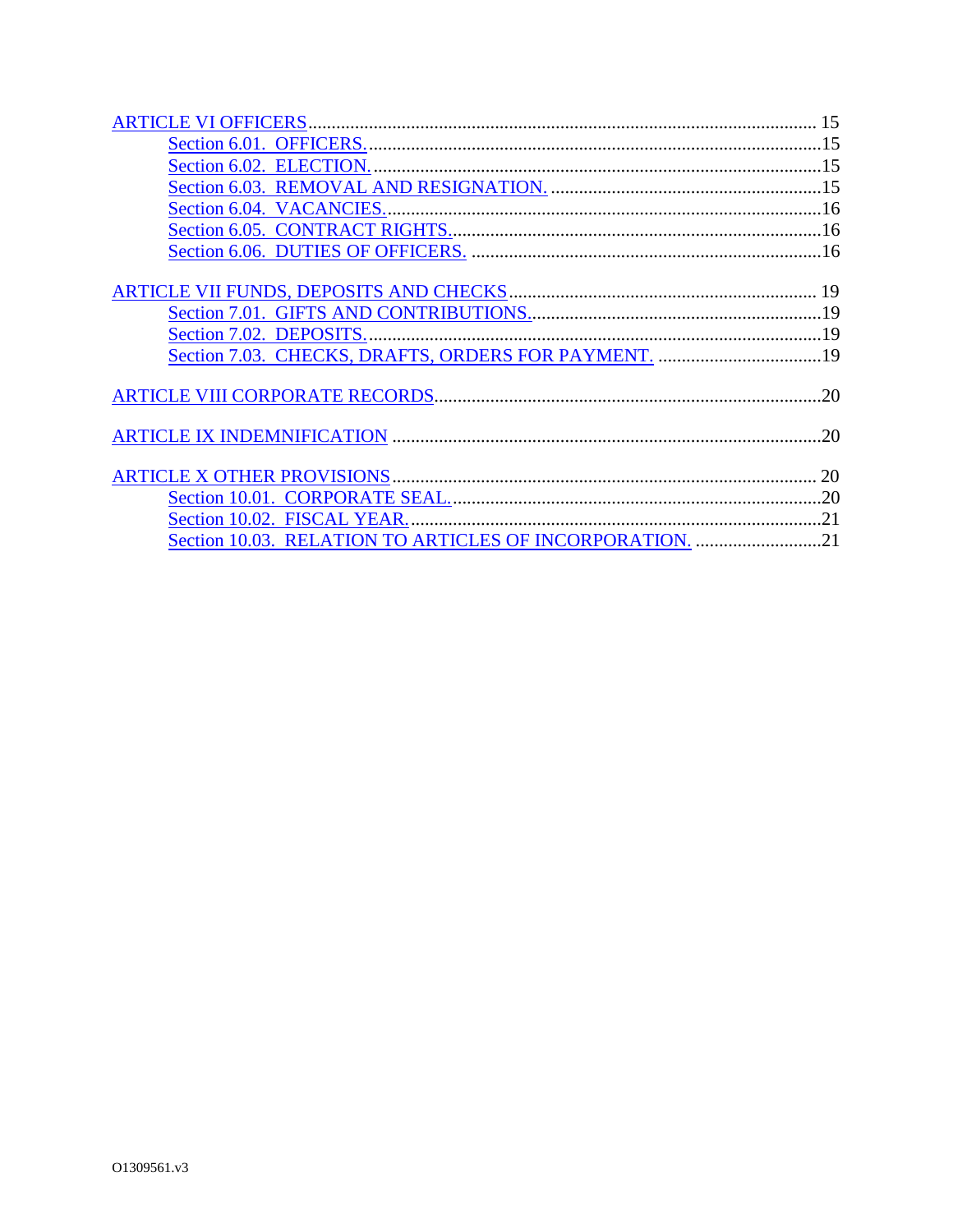ARTICLE VI OFFICERS ........................................................................................................ 15

- Section 6.01. OFFICERS. ................................................................................................15
- Section 6.02. ELECTION. ................................................................................................15
- Section 6.03. REMOVAL AND RESIGNATION. ..........................................................15
- Section 6.04. VACANCIES. ..............................................................................................16
- Section 6.05. CONTRACT RIGHTS. ................................................................................16
- Section 6.06. DUTIES OF OFFICERS. ............................................................................16

ARTICLE VII FUNDS, DEPOSITS AND CHECKS .................................................................. 19

- Section 7.01. GIFTS AND CONTRIBUTIONS. ...............................................................19
- Section 7.02. DEPOSITS. ................................................................................................19
- Section 7.03. CHECKS, DRAFTS, ORDERS FOR PAYMENT. ....................................19

ARTICLE VIII CORPORATE RECORDS ....................................................................................20

ARTICLE IX INDEMNIFICATION ............................................................................................20

ARTICLE X OTHER PROVISIONS ........................................................................................... 20

- Section 10.01. CORPORATE SEAL. ...............................................................................20
- Section 10.02. FISCAL YEAR. ........................................................................................21
- Section 10.03. RELATION TO ARTICLES OF INCORPORATION. ...........................21

O1309561.v3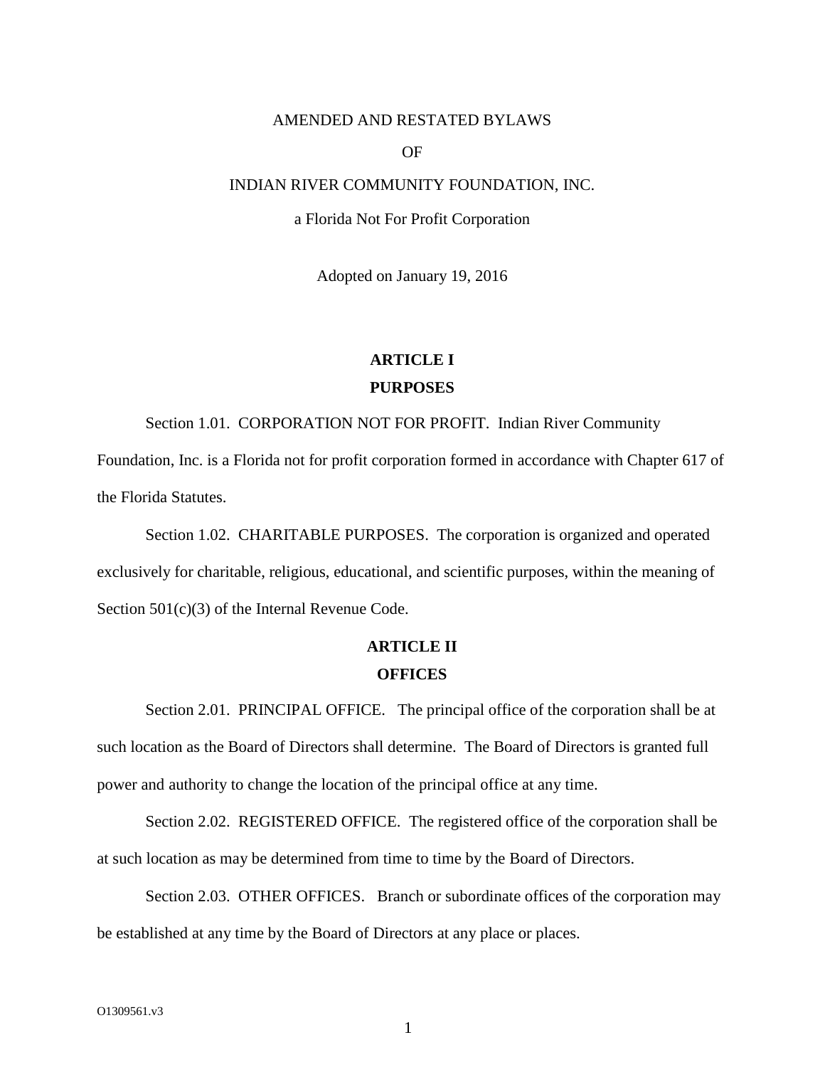AMENDED AND RESTATED BYLAWS

OF

INDIAN RIVER COMMUNITY FOUNDATION, INC.

a Florida Not For Profit Corporation

Adopted on January 19, 2016

# ARTICLE I
# PURPOSES

Section 1.01. CORPORATION NOT FOR PROFIT. Indian River Community Foundation, Inc. is a Florida not for profit corporation formed in accordance with Chapter 617 of the Florida Statutes.

Section 1.02. CHARITABLE PURPOSES. The corporation is organized and operated exclusively for charitable, religious, educational, and scientific purposes, within the meaning of Section 501(c)(3) of the Internal Revenue Code.

# ARTICLE II
# OFFICES

Section 2.01. PRINCIPAL OFFICE. The principal office of the corporation shall be at such location as the Board of Directors shall determine. The Board of Directors is granted full power and authority to change the location of the principal office at any time.

Section 2.02. REGISTERED OFFICE. The registered office of the corporation shall be at such location as may be determined from time to time by the Board of Directors.

Section 2.03. OTHER OFFICES. Branch or subordinate offices of the corporation may be established at any time by the Board of Directors at any place or places.

O1309561.v3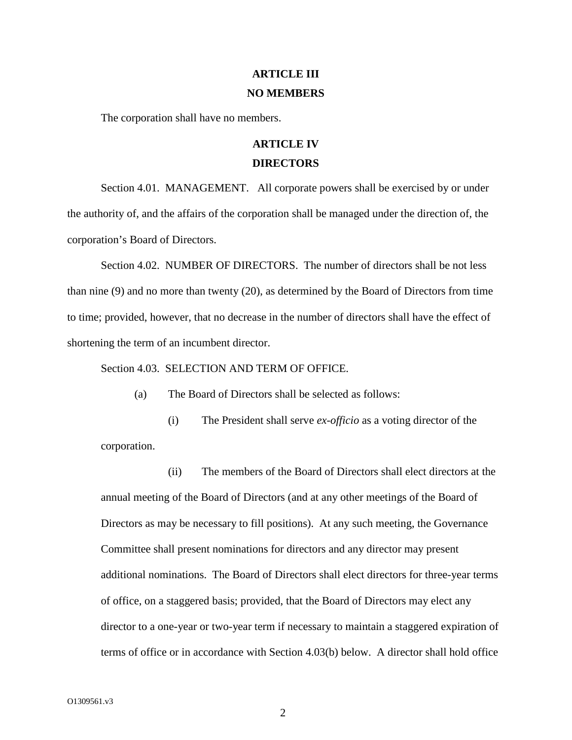## ARTICLE III
## NO MEMBERS

The corporation shall have no members.

## ARTICLE IV
## DIRECTORS

Section 4.01. MANAGEMENT. All corporate powers shall be exercised by or under the authority of, and the affairs of the corporation shall be managed under the direction of, the corporation's Board of Directors.

Section 4.02. NUMBER OF DIRECTORS. The number of directors shall be not less than nine (9) and no more than twenty (20), as determined by the Board of Directors from time to time; provided, however, that no decrease in the number of directors shall have the effect of shortening the term of an incumbent director.

Section 4.03. SELECTION AND TERM OF OFFICE.

(a) The Board of Directors shall be selected as follows:

(i) The President shall serve *ex-officio* as a voting director of the corporation.

(ii) The members of the Board of Directors shall elect directors at the annual meeting of the Board of Directors (and at any other meetings of the Board of Directors as may be necessary to fill positions). At any such meeting, the Governance Committee shall present nominations for directors and any director may present additional nominations. The Board of Directors shall elect directors for three-year terms of office, on a staggered basis; provided, that the Board of Directors may elect any director to a one-year or two-year term if necessary to maintain a staggered expiration of terms of office or in accordance with Section 4.03(b) below. A director shall hold office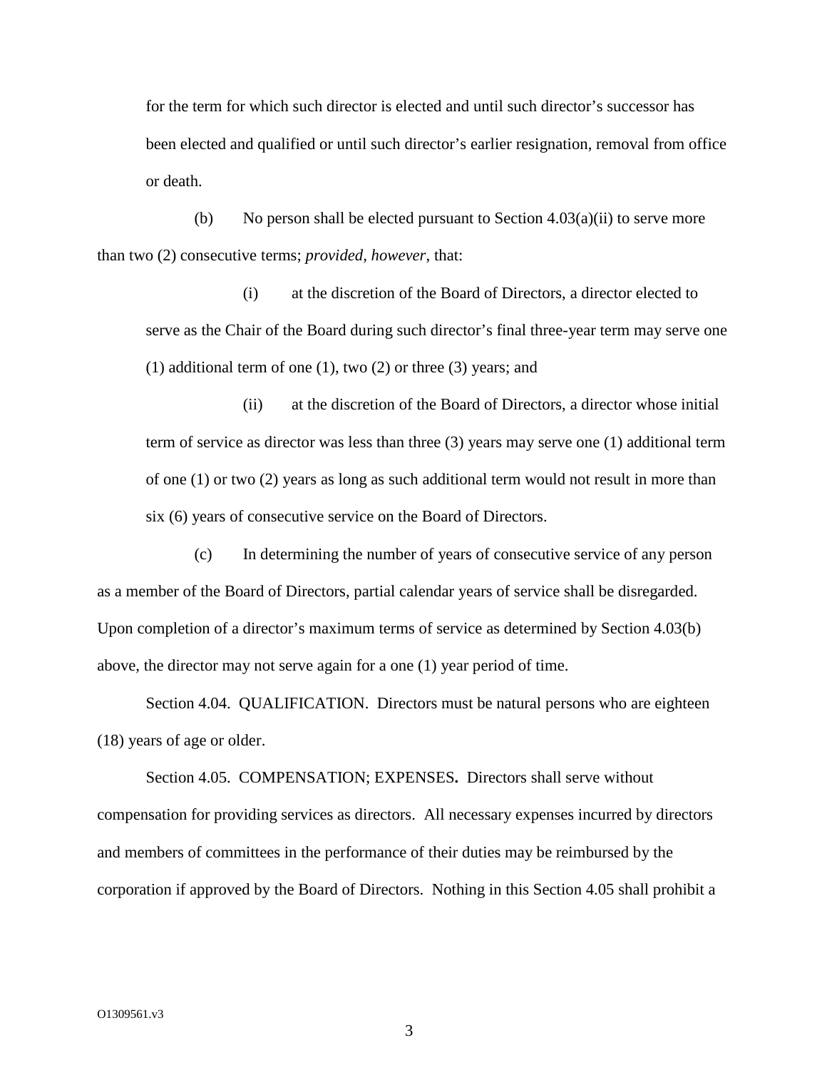for the term for which such director is elected and until such director's successor has been elected and qualified or until such director's earlier resignation, removal from office or death.

(b) No person shall be elected pursuant to Section 4.03(a)(ii) to serve more than two (2) consecutive terms; *provided, however*, that:

(i) at the discretion of the Board of Directors, a director elected to serve as the Chair of the Board during such director's final three-year term may serve one (1) additional term of one (1), two (2) or three (3) years; and

(ii) at the discretion of the Board of Directors, a director whose initial term of service as director was less than three (3) years may serve one (1) additional term of one (1) or two (2) years as long as such additional term would not result in more than six (6) years of consecutive service on the Board of Directors.

(c) In determining the number of years of consecutive service of any person as a member of the Board of Directors, partial calendar years of service shall be disregarded. Upon completion of a director's maximum terms of service as determined by Section 4.03(b) above, the director may not serve again for a one (1) year period of time.

Section 4.04. QUALIFICATION. Directors must be natural persons who are eighteen (18) years of age or older.

Section 4.05. COMPENSATION; EXPENSES**.** Directors shall serve without compensation for providing services as directors. All necessary expenses incurred by directors and members of committees in the performance of their duties may be reimbursed by the corporation if approved by the Board of Directors. Nothing in this Section 4.05 shall prohibit a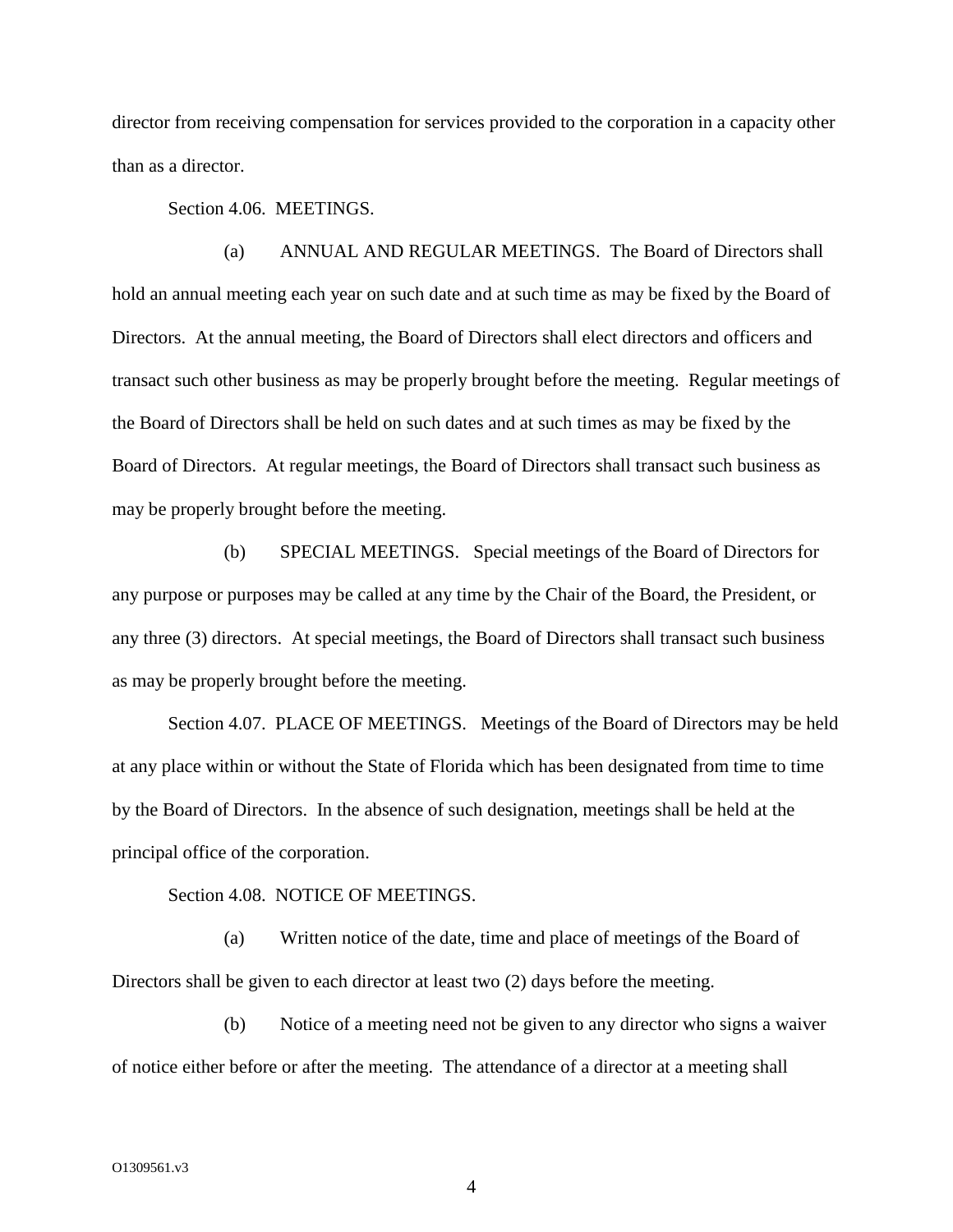director from receiving compensation for services provided to the corporation in a capacity other than as a director.

Section 4.06. MEETINGS.

(a) ANNUAL AND REGULAR MEETINGS. The Board of Directors shall hold an annual meeting each year on such date and at such time as may be fixed by the Board of Directors. At the annual meeting, the Board of Directors shall elect directors and officers and transact such other business as may be properly brought before the meeting. Regular meetings of the Board of Directors shall be held on such dates and at such times as may be fixed by the Board of Directors. At regular meetings, the Board of Directors shall transact such business as may be properly brought before the meeting.

(b) SPECIAL MEETINGS. Special meetings of the Board of Directors for any purpose or purposes may be called at any time by the Chair of the Board, the President, or any three (3) directors. At special meetings, the Board of Directors shall transact such business as may be properly brought before the meeting.

Section 4.07. PLACE OF MEETINGS. Meetings of the Board of Directors may be held at any place within or without the State of Florida which has been designated from time to time by the Board of Directors. In the absence of such designation, meetings shall be held at the principal office of the corporation.

Section 4.08. NOTICE OF MEETINGS.

(a) Written notice of the date, time and place of meetings of the Board of Directors shall be given to each director at least two (2) days before the meeting.

(b) Notice of a meeting need not be given to any director who signs a waiver of notice either before or after the meeting. The attendance of a director at a meeting shall

O1309561.v3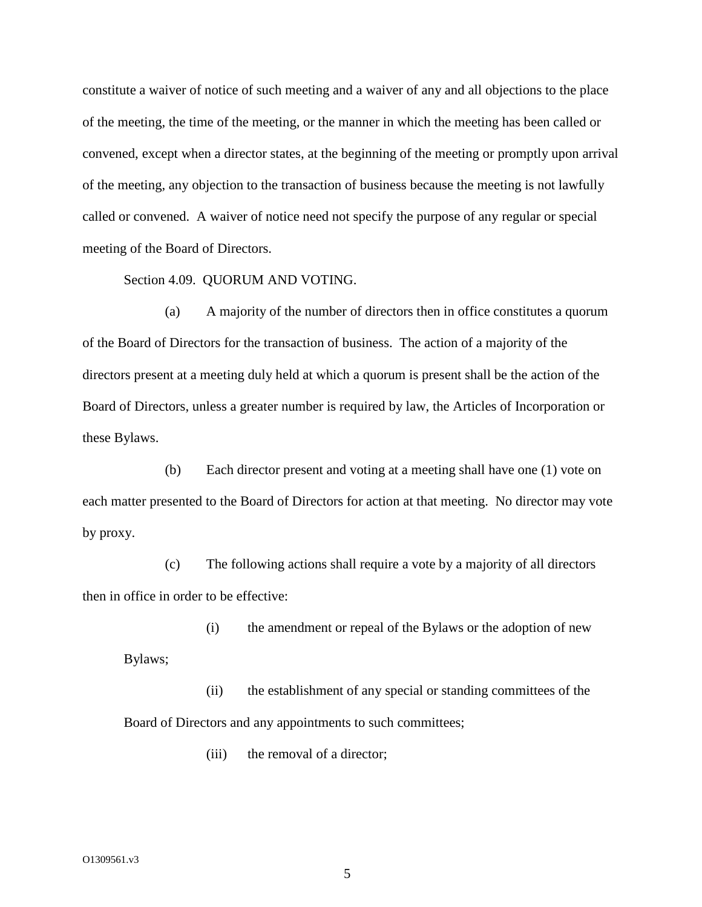constitute a waiver of notice of such meeting and a waiver of any and all objections to the place of the meeting, the time of the meeting, or the manner in which the meeting has been called or convened, except when a director states, at the beginning of the meeting or promptly upon arrival of the meeting, any objection to the transaction of business because the meeting is not lawfully called or convened. A waiver of notice need not specify the purpose of any regular or special meeting of the Board of Directors.

Section 4.09. QUORUM AND VOTING.

(a) A majority of the number of directors then in office constitutes a quorum of the Board of Directors for the transaction of business. The action of a majority of the directors present at a meeting duly held at which a quorum is present shall be the action of the Board of Directors, unless a greater number is required by law, the Articles of Incorporation or these Bylaws.

(b) Each director present and voting at a meeting shall have one (1) vote on each matter presented to the Board of Directors for action at that meeting. No director may vote by proxy.

(c) The following actions shall require a vote by a majority of all directors then in office in order to be effective:

(i) the amendment or repeal of the Bylaws or the adoption of new Bylaws;

(ii) the establishment of any special or standing committees of the Board of Directors and any appointments to such committees;

(iii) the removal of a director;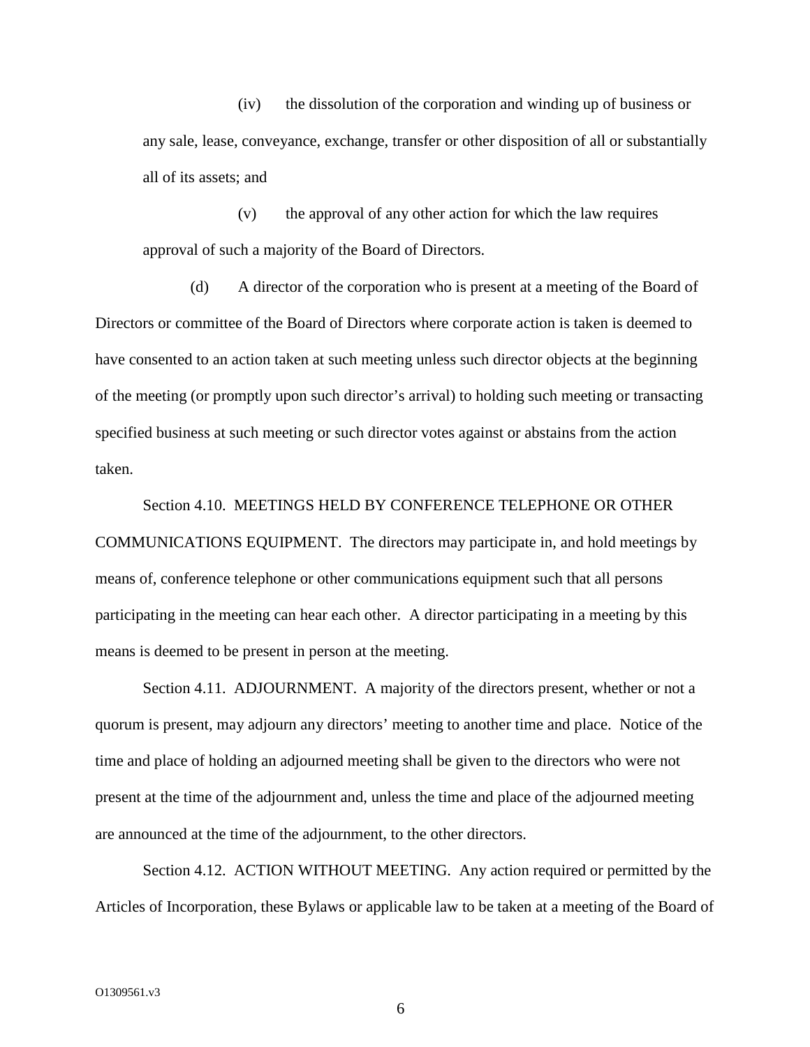(iv) the dissolution of the corporation and winding up of business or any sale, lease, conveyance, exchange, transfer or other disposition of all or substantially all of its assets; and

(v) the approval of any other action for which the law requires approval of such a majority of the Board of Directors.

(d) A director of the corporation who is present at a meeting of the Board of Directors or committee of the Board of Directors where corporate action is taken is deemed to have consented to an action taken at such meeting unless such director objects at the beginning of the meeting (or promptly upon such director's arrival) to holding such meeting or transacting specified business at such meeting or such director votes against or abstains from the action taken.

Section 4.10. MEETINGS HELD BY CONFERENCE TELEPHONE OR OTHER COMMUNICATIONS EQUIPMENT. The directors may participate in, and hold meetings by means of, conference telephone or other communications equipment such that all persons participating in the meeting can hear each other. A director participating in a meeting by this means is deemed to be present in person at the meeting.

Section 4.11. ADJOURNMENT. A majority of the directors present, whether or not a quorum is present, may adjourn any directors' meeting to another time and place. Notice of the time and place of holding an adjourned meeting shall be given to the directors who were not present at the time of the adjournment and, unless the time and place of the adjourned meeting are announced at the time of the adjournment, to the other directors.

Section 4.12. ACTION WITHOUT MEETING. Any action required or permitted by the Articles of Incorporation, these Bylaws or applicable law to be taken at a meeting of the Board of

O1309561.v3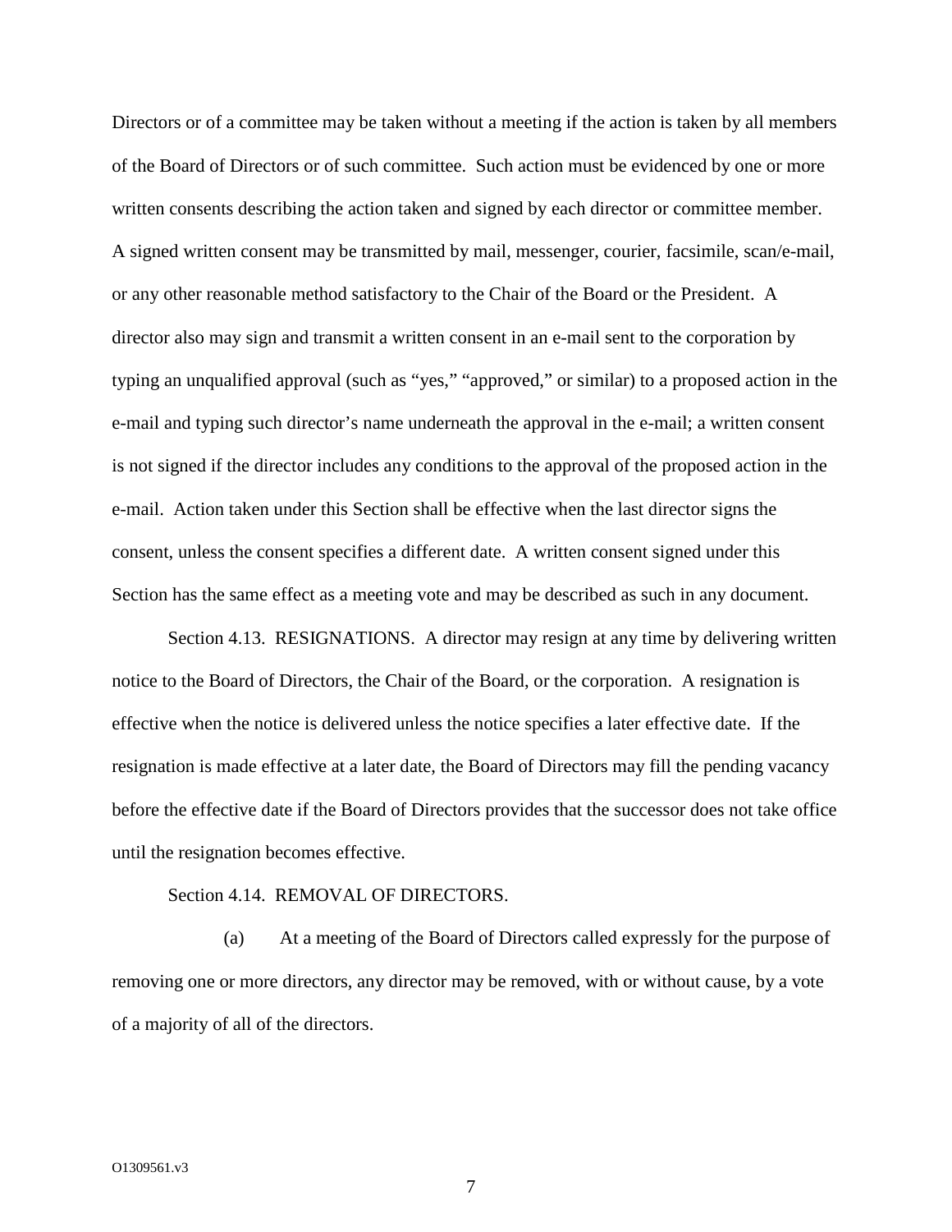Directors or of a committee may be taken without a meeting if the action is taken by all members of the Board of Directors or of such committee. Such action must be evidenced by one or more written consents describing the action taken and signed by each director or committee member. A signed written consent may be transmitted by mail, messenger, courier, facsimile, scan/e-mail, or any other reasonable method satisfactory to the Chair of the Board or the President. A director also may sign and transmit a written consent in an e-mail sent to the corporation by typing an unqualified approval (such as "yes," "approved," or similar) to a proposed action in the e-mail and typing such director's name underneath the approval in the e-mail; a written consent is not signed if the director includes any conditions to the approval of the proposed action in the e-mail. Action taken under this Section shall be effective when the last director signs the consent, unless the consent specifies a different date. A written consent signed under this Section has the same effect as a meeting vote and may be described as such in any document.

Section 4.13. RESIGNATIONS. A director may resign at any time by delivering written notice to the Board of Directors, the Chair of the Board, or the corporation. A resignation is effective when the notice is delivered unless the notice specifies a later effective date. If the resignation is made effective at a later date, the Board of Directors may fill the pending vacancy before the effective date if the Board of Directors provides that the successor does not take office until the resignation becomes effective.

Section 4.14. REMOVAL OF DIRECTORS.

(a) At a meeting of the Board of Directors called expressly for the purpose of removing one or more directors, any director may be removed, with or without cause, by a vote of a majority of all of the directors.

O1309561.v3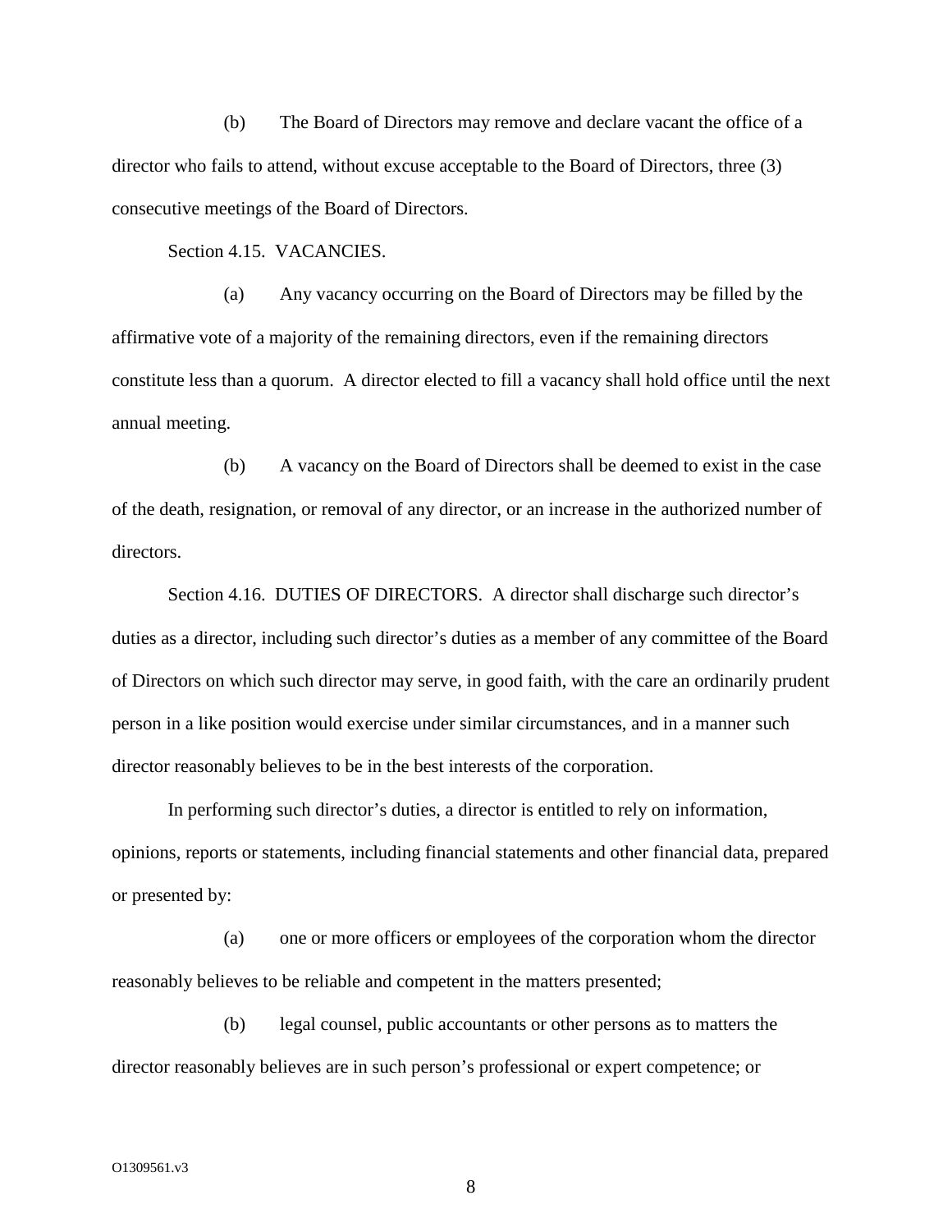(b) The Board of Directors may remove and declare vacant the office of a director who fails to attend, without excuse acceptable to the Board of Directors, three (3) consecutive meetings of the Board of Directors.

Section 4.15. VACANCIES.

(a) Any vacancy occurring on the Board of Directors may be filled by the affirmative vote of a majority of the remaining directors, even if the remaining directors constitute less than a quorum. A director elected to fill a vacancy shall hold office until the next annual meeting.

(b) A vacancy on the Board of Directors shall be deemed to exist in the case of the death, resignation, or removal of any director, or an increase in the authorized number of directors.

Section 4.16. DUTIES OF DIRECTORS. A director shall discharge such director's duties as a director, including such director's duties as a member of any committee of the Board of Directors on which such director may serve, in good faith, with the care an ordinarily prudent person in a like position would exercise under similar circumstances, and in a manner such director reasonably believes to be in the best interests of the corporation.

In performing such director's duties, a director is entitled to rely on information, opinions, reports or statements, including financial statements and other financial data, prepared or presented by:

(a) one or more officers or employees of the corporation whom the director reasonably believes to be reliable and competent in the matters presented;

(b) legal counsel, public accountants or other persons as to matters the director reasonably believes are in such person's professional or expert competence; or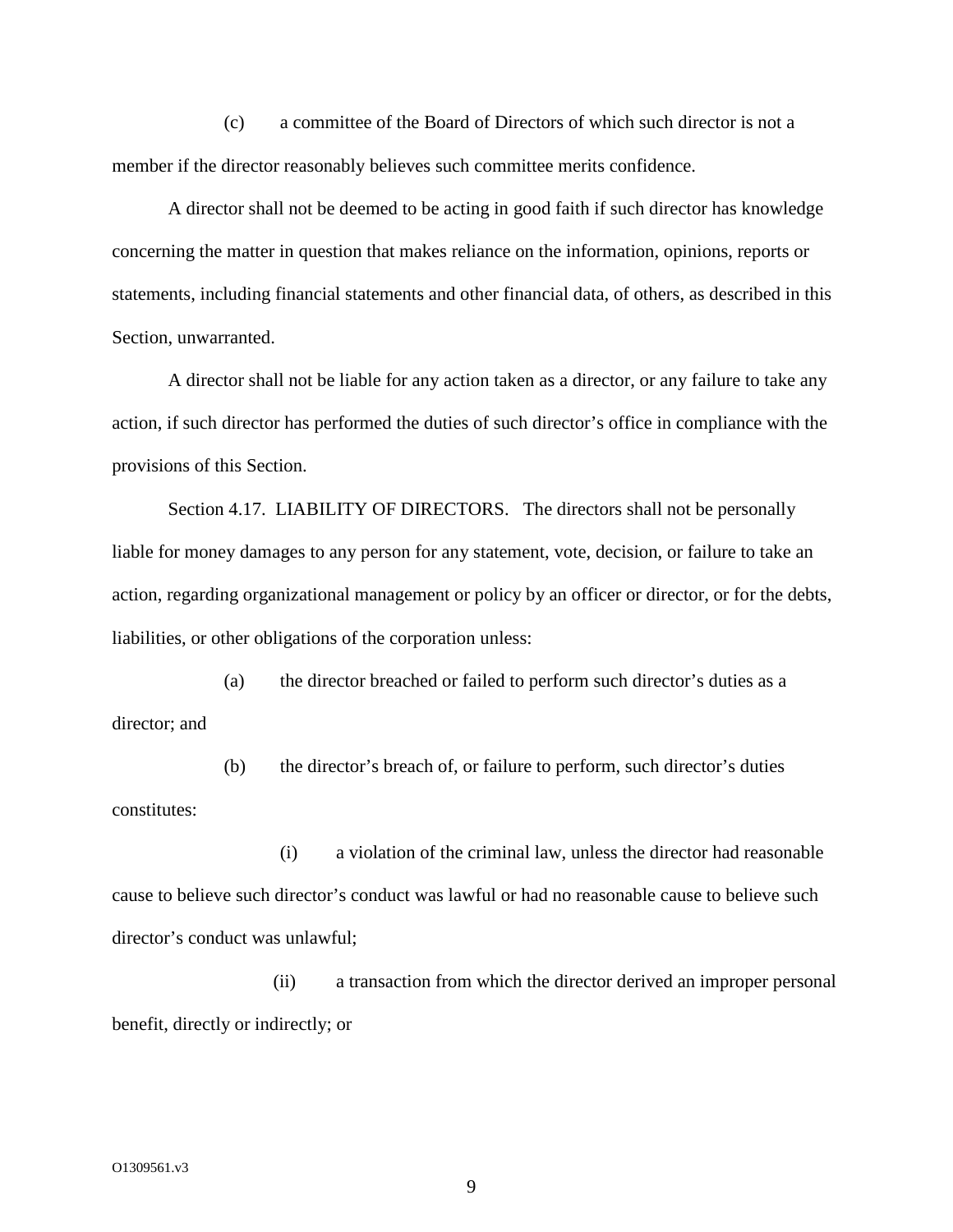(c) a committee of the Board of Directors of which such director is not a member if the director reasonably believes such committee merits confidence.

A director shall not be deemed to be acting in good faith if such director has knowledge concerning the matter in question that makes reliance on the information, opinions, reports or statements, including financial statements and other financial data, of others, as described in this Section, unwarranted.

A director shall not be liable for any action taken as a director, or any failure to take any action, if such director has performed the duties of such director's office in compliance with the provisions of this Section.

Section 4.17. LIABILITY OF DIRECTORS. The directors shall not be personally liable for money damages to any person for any statement, vote, decision, or failure to take an action, regarding organizational management or policy by an officer or director, or for the debts, liabilities, or other obligations of the corporation unless:

(a) the director breached or failed to perform such director's duties as a director; and

(b) the director's breach of, or failure to perform, such director's duties constitutes:

(i) a violation of the criminal law, unless the director had reasonable cause to believe such director's conduct was lawful or had no reasonable cause to believe such director's conduct was unlawful;

(ii) a transaction from which the director derived an improper personal benefit, directly or indirectly; or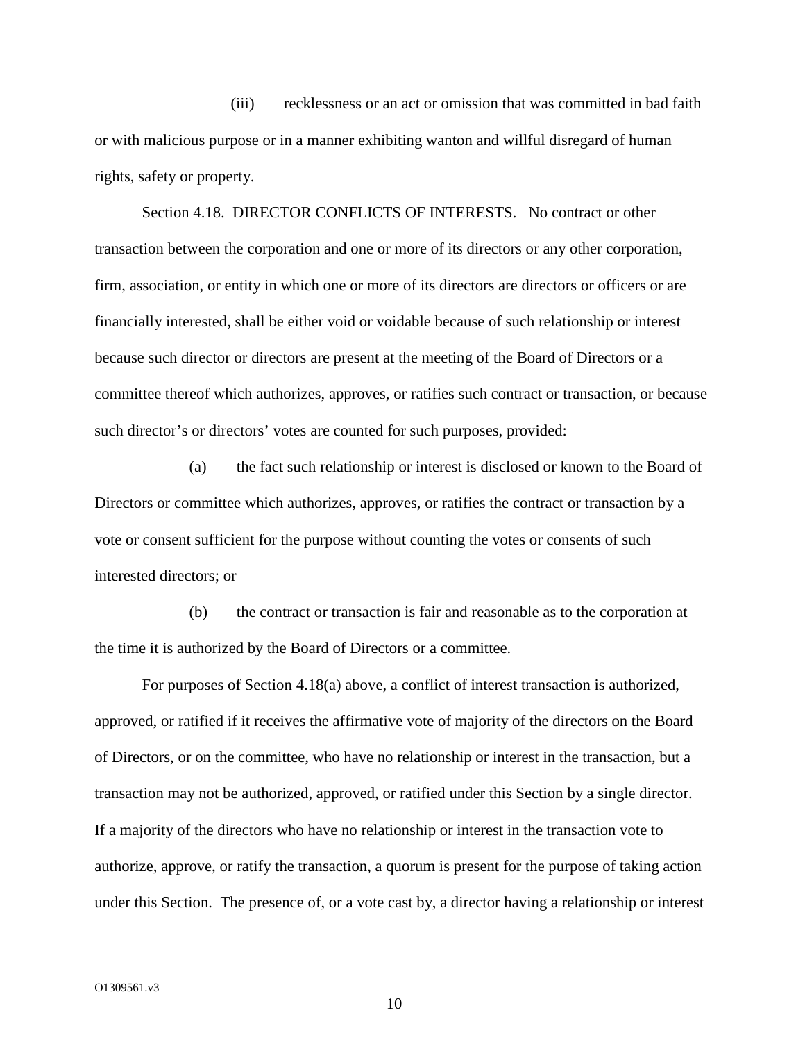(iii) recklessness or an act or omission that was committed in bad faith or with malicious purpose or in a manner exhibiting wanton and willful disregard of human rights, safety or property.

Section 4.18. DIRECTOR CONFLICTS OF INTERESTS. No contract or other transaction between the corporation and one or more of its directors or any other corporation, firm, association, or entity in which one or more of its directors are directors or officers or are financially interested, shall be either void or voidable because of such relationship or interest because such director or directors are present at the meeting of the Board of Directors or a committee thereof which authorizes, approves, or ratifies such contract or transaction, or because such director's or directors' votes are counted for such purposes, provided:

(a) the fact such relationship or interest is disclosed or known to the Board of Directors or committee which authorizes, approves, or ratifies the contract or transaction by a vote or consent sufficient for the purpose without counting the votes or consents of such interested directors; or

(b) the contract or transaction is fair and reasonable as to the corporation at the time it is authorized by the Board of Directors or a committee.

For purposes of Section 4.18(a) above, a conflict of interest transaction is authorized, approved, or ratified if it receives the affirmative vote of majority of the directors on the Board of Directors, or on the committee, who have no relationship or interest in the transaction, but a transaction may not be authorized, approved, or ratified under this Section by a single director. If a majority of the directors who have no relationship or interest in the transaction vote to authorize, approve, or ratify the transaction, a quorum is present for the purpose of taking action under this Section. The presence of, or a vote cast by, a director having a relationship or interest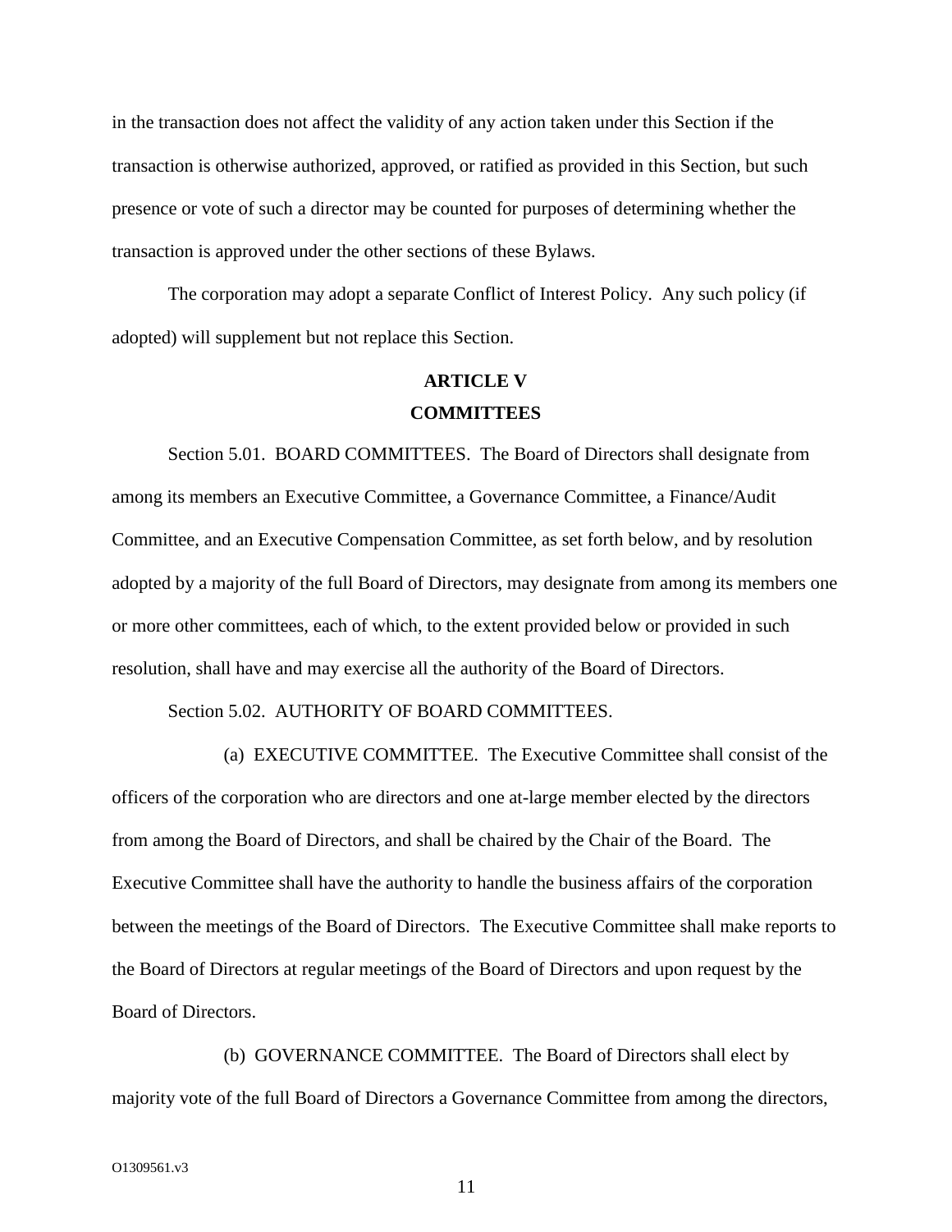in the transaction does not affect the validity of any action taken under this Section if the transaction is otherwise authorized, approved, or ratified as provided in this Section, but such presence or vote of such a director may be counted for purposes of determining whether the transaction is approved under the other sections of these Bylaws.

The corporation may adopt a separate Conflict of Interest Policy. Any such policy (if adopted) will supplement but not replace this Section.

## ARTICLE V
## COMMITTEES

Section 5.01. BOARD COMMITTEES. The Board of Directors shall designate from among its members an Executive Committee, a Governance Committee, a Finance/Audit Committee, and an Executive Compensation Committee, as set forth below, and by resolution adopted by a majority of the full Board of Directors, may designate from among its members one or more other committees, each of which, to the extent provided below or provided in such resolution, shall have and may exercise all the authority of the Board of Directors.

Section 5.02. AUTHORITY OF BOARD COMMITTEES.

(a) EXECUTIVE COMMITTEE. The Executive Committee shall consist of the officers of the corporation who are directors and one at-large member elected by the directors from among the Board of Directors, and shall be chaired by the Chair of the Board. The Executive Committee shall have the authority to handle the business affairs of the corporation between the meetings of the Board of Directors. The Executive Committee shall make reports to the Board of Directors at regular meetings of the Board of Directors and upon request by the Board of Directors.

(b) GOVERNANCE COMMITTEE. The Board of Directors shall elect by majority vote of the full Board of Directors a Governance Committee from among the directors,

O1309561.v3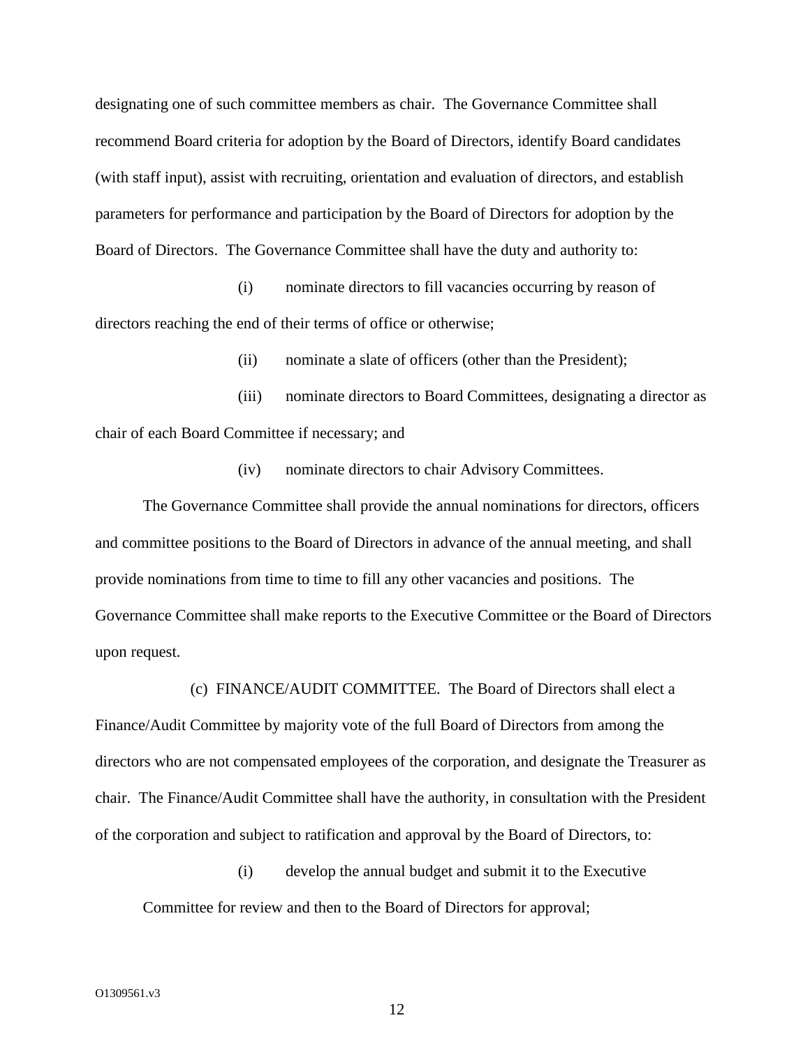designating one of such committee members as chair. The Governance Committee shall recommend Board criteria for adoption by the Board of Directors, identify Board candidates (with staff input), assist with recruiting, orientation and evaluation of directors, and establish parameters for performance and participation by the Board of Directors for adoption by the Board of Directors. The Governance Committee shall have the duty and authority to:

(i) nominate directors to fill vacancies occurring by reason of directors reaching the end of their terms of office or otherwise;

(ii) nominate a slate of officers (other than the President);

(iii) nominate directors to Board Committees, designating a director as chair of each Board Committee if necessary; and

(iv) nominate directors to chair Advisory Committees.

The Governance Committee shall provide the annual nominations for directors, officers and committee positions to the Board of Directors in advance of the annual meeting, and shall provide nominations from time to time to fill any other vacancies and positions. The Governance Committee shall make reports to the Executive Committee or the Board of Directors upon request.

(c) FINANCE/AUDIT COMMITTEE. The Board of Directors shall elect a Finance/Audit Committee by majority vote of the full Board of Directors from among the directors who are not compensated employees of the corporation, and designate the Treasurer as chair. The Finance/Audit Committee shall have the authority, in consultation with the President of the corporation and subject to ratification and approval by the Board of Directors, to:

(i) develop the annual budget and submit it to the Executive Committee for review and then to the Board of Directors for approval;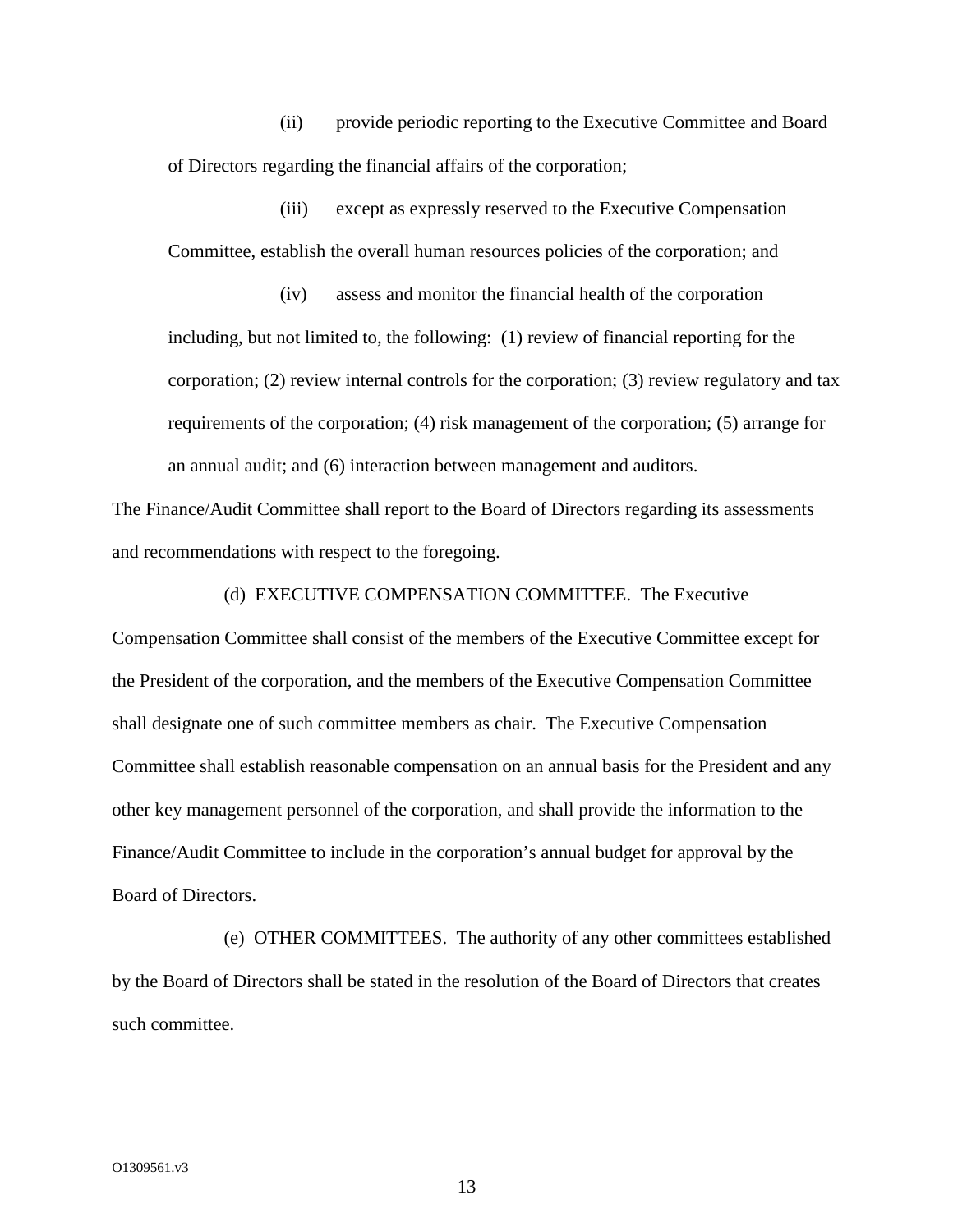(ii) provide periodic reporting to the Executive Committee and Board of Directors regarding the financial affairs of the corporation;

(iii) except as expressly reserved to the Executive Compensation Committee, establish the overall human resources policies of the corporation; and

(iv) assess and monitor the financial health of the corporation including, but not limited to, the following: (1) review of financial reporting for the corporation; (2) review internal controls for the corporation; (3) review regulatory and tax requirements of the corporation; (4) risk management of the corporation; (5) arrange for an annual audit; and (6) interaction between management and auditors.

The Finance/Audit Committee shall report to the Board of Directors regarding its assessments and recommendations with respect to the foregoing.

(d) EXECUTIVE COMPENSATION COMMITTEE. The Executive Compensation Committee shall consist of the members of the Executive Committee except for the President of the corporation, and the members of the Executive Compensation Committee shall designate one of such committee members as chair. The Executive Compensation Committee shall establish reasonable compensation on an annual basis for the President and any other key management personnel of the corporation, and shall provide the information to the Finance/Audit Committee to include in the corporation's annual budget for approval by the Board of Directors.

(e) OTHER COMMITTEES. The authority of any other committees established by the Board of Directors shall be stated in the resolution of the Board of Directors that creates such committee.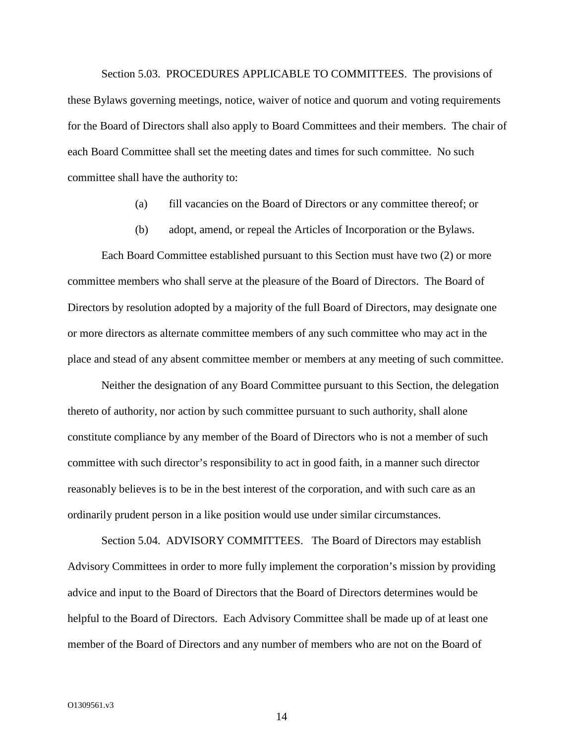Section 5.03. PROCEDURES APPLICABLE TO COMMITTEES. The provisions of these Bylaws governing meetings, notice, waiver of notice and quorum and voting requirements for the Board of Directors shall also apply to Board Committees and their members. The chair of each Board Committee shall set the meeting dates and times for such committee. No such committee shall have the authority to:

(a) fill vacancies on the Board of Directors or any committee thereof; or

(b) adopt, amend, or repeal the Articles of Incorporation or the Bylaws.

Each Board Committee established pursuant to this Section must have two (2) or more committee members who shall serve at the pleasure of the Board of Directors. The Board of Directors by resolution adopted by a majority of the full Board of Directors, may designate one or more directors as alternate committee members of any such committee who may act in the place and stead of any absent committee member or members at any meeting of such committee.

Neither the designation of any Board Committee pursuant to this Section, the delegation thereto of authority, nor action by such committee pursuant to such authority, shall alone constitute compliance by any member of the Board of Directors who is not a member of such committee with such director's responsibility to act in good faith, in a manner such director reasonably believes is to be in the best interest of the corporation, and with such care as an ordinarily prudent person in a like position would use under similar circumstances.

Section 5.04. ADVISORY COMMITTEES. The Board of Directors may establish Advisory Committees in order to more fully implement the corporation's mission by providing advice and input to the Board of Directors that the Board of Directors determines would be helpful to the Board of Directors. Each Advisory Committee shall be made up of at least one member of the Board of Directors and any number of members who are not on the Board of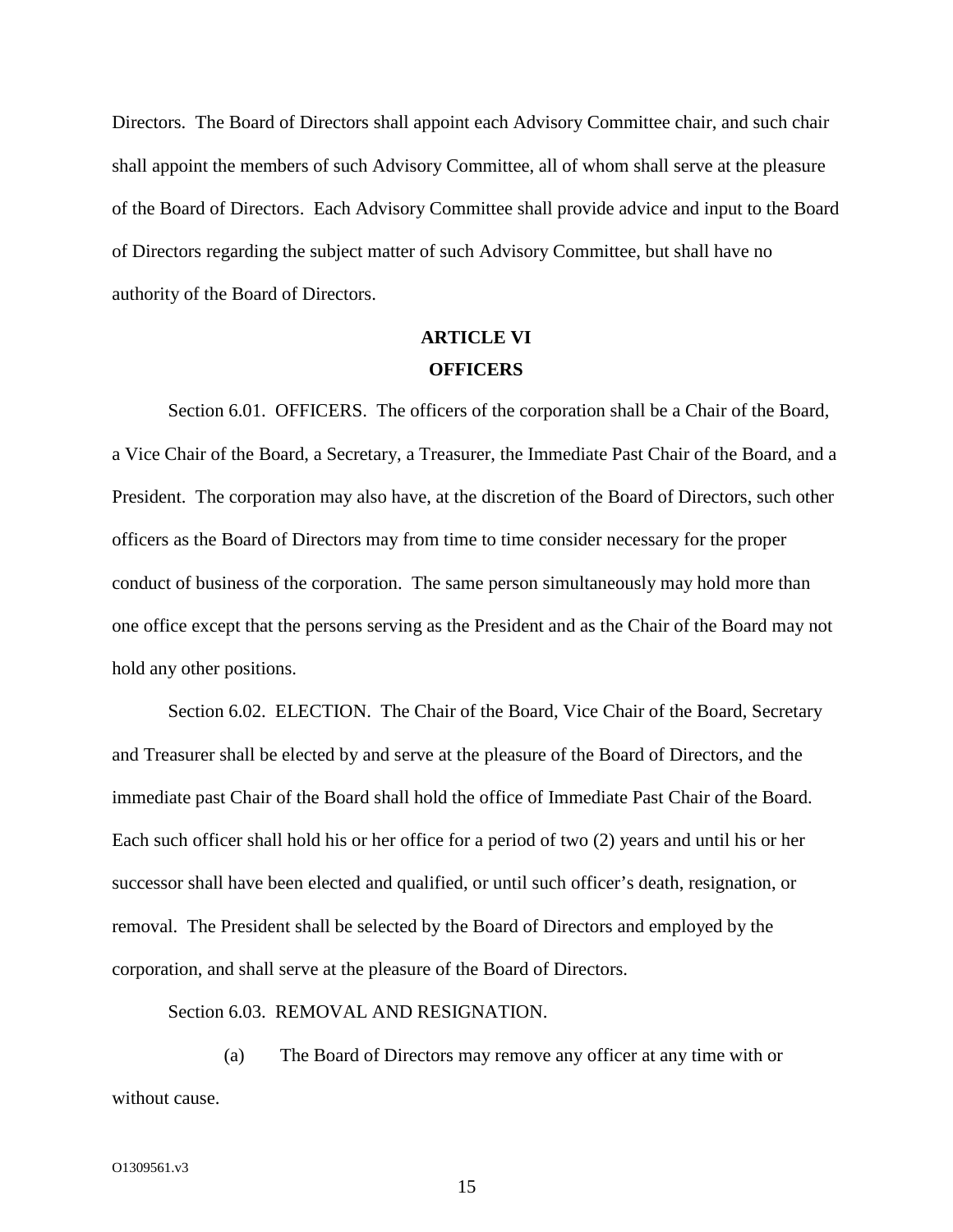Directors. The Board of Directors shall appoint each Advisory Committee chair, and such chair shall appoint the members of such Advisory Committee, all of whom shall serve at the pleasure of the Board of Directors. Each Advisory Committee shall provide advice and input to the Board of Directors regarding the subject matter of such Advisory Committee, but shall have no authority of the Board of Directors.

## ARTICLE VI
## OFFICERS

Section 6.01. OFFICERS. The officers of the corporation shall be a Chair of the Board, a Vice Chair of the Board, a Secretary, a Treasurer, the Immediate Past Chair of the Board, and a President. The corporation may also have, at the discretion of the Board of Directors, such other officers as the Board of Directors may from time to time consider necessary for the proper conduct of business of the corporation. The same person simultaneously may hold more than one office except that the persons serving as the President and as the Chair of the Board may not hold any other positions.

Section 6.02. ELECTION. The Chair of the Board, Vice Chair of the Board, Secretary and Treasurer shall be elected by and serve at the pleasure of the Board of Directors, and the immediate past Chair of the Board shall hold the office of Immediate Past Chair of the Board. Each such officer shall hold his or her office for a period of two (2) years and until his or her successor shall have been elected and qualified, or until such officer's death, resignation, or removal. The President shall be selected by the Board of Directors and employed by the corporation, and shall serve at the pleasure of the Board of Directors.

Section 6.03. REMOVAL AND RESIGNATION.

(a) The Board of Directors may remove any officer at any time with or without cause.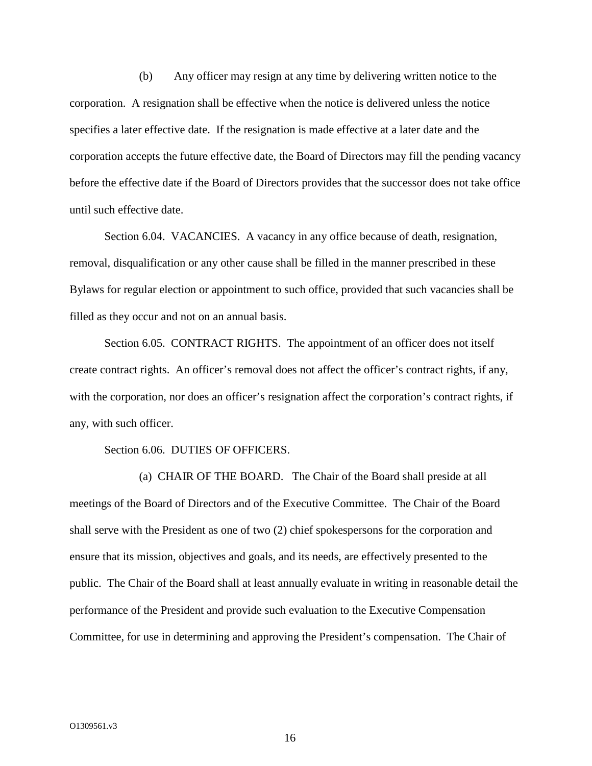(b) Any officer may resign at any time by delivering written notice to the corporation. A resignation shall be effective when the notice is delivered unless the notice specifies a later effective date. If the resignation is made effective at a later date and the corporation accepts the future effective date, the Board of Directors may fill the pending vacancy before the effective date if the Board of Directors provides that the successor does not take office until such effective date.

Section 6.04. VACANCIES. A vacancy in any office because of death, resignation, removal, disqualification or any other cause shall be filled in the manner prescribed in these Bylaws for regular election or appointment to such office, provided that such vacancies shall be filled as they occur and not on an annual basis.

Section 6.05. CONTRACT RIGHTS. The appointment of an officer does not itself create contract rights. An officer's removal does not affect the officer's contract rights, if any, with the corporation, nor does an officer's resignation affect the corporation's contract rights, if any, with such officer.

Section 6.06. DUTIES OF OFFICERS.

(a) CHAIR OF THE BOARD. The Chair of the Board shall preside at all meetings of the Board of Directors and of the Executive Committee. The Chair of the Board shall serve with the President as one of two (2) chief spokespersons for the corporation and ensure that its mission, objectives and goals, and its needs, are effectively presented to the public. The Chair of the Board shall at least annually evaluate in writing in reasonable detail the performance of the President and provide such evaluation to the Executive Compensation Committee, for use in determining and approving the President's compensation. The Chair of

O1309561.v3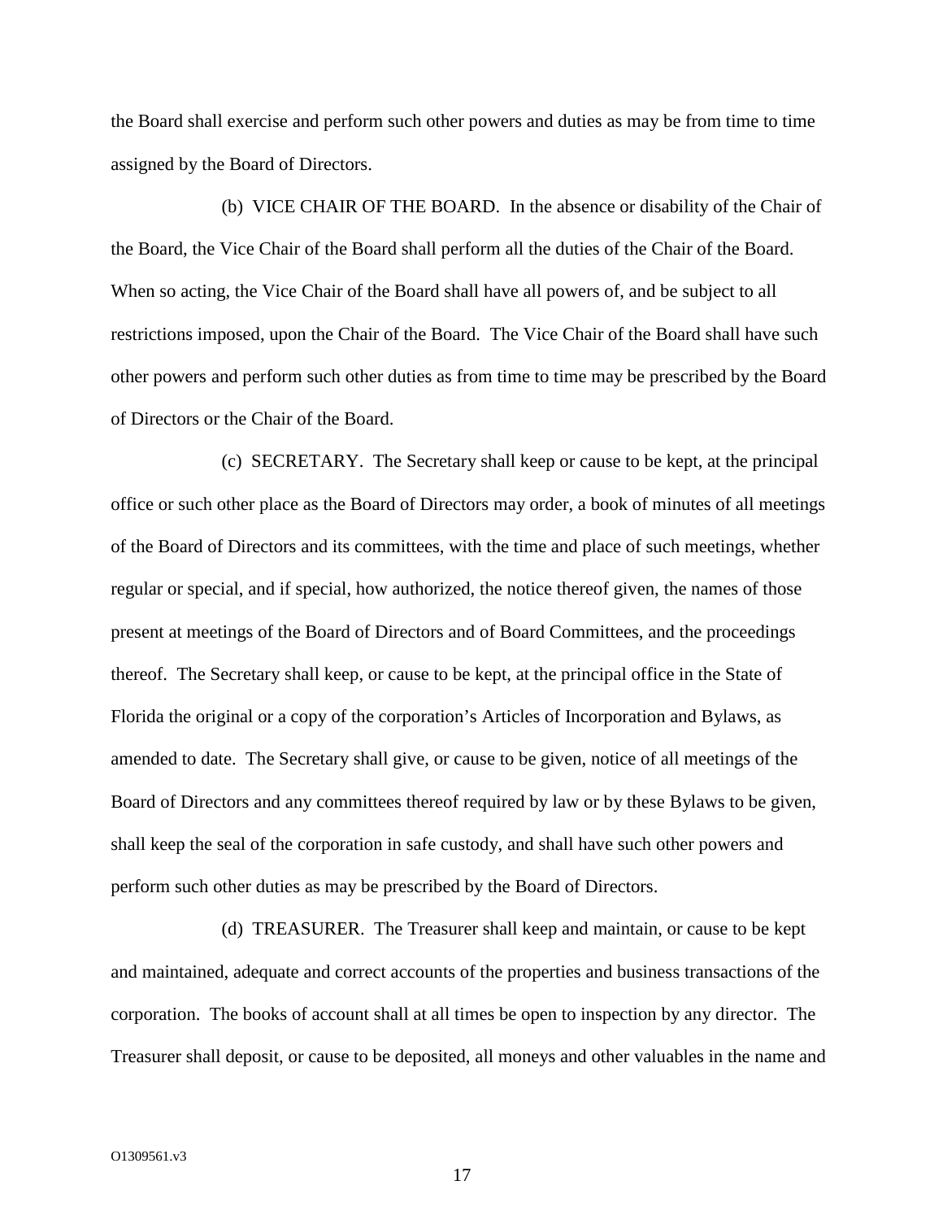the Board shall exercise and perform such other powers and duties as may be from time to time assigned by the Board of Directors.

(b) VICE CHAIR OF THE BOARD. In the absence or disability of the Chair of the Board, the Vice Chair of the Board shall perform all the duties of the Chair of the Board. When so acting, the Vice Chair of the Board shall have all powers of, and be subject to all restrictions imposed, upon the Chair of the Board. The Vice Chair of the Board shall have such other powers and perform such other duties as from time to time may be prescribed by the Board of Directors or the Chair of the Board.

(c) SECRETARY. The Secretary shall keep or cause to be kept, at the principal office or such other place as the Board of Directors may order, a book of minutes of all meetings of the Board of Directors and its committees, with the time and place of such meetings, whether regular or special, and if special, how authorized, the notice thereof given, the names of those present at meetings of the Board of Directors and of Board Committees, and the proceedings thereof. The Secretary shall keep, or cause to be kept, at the principal office in the State of Florida the original or a copy of the corporation's Articles of Incorporation and Bylaws, as amended to date. The Secretary shall give, or cause to be given, notice of all meetings of the Board of Directors and any committees thereof required by law or by these Bylaws to be given, shall keep the seal of the corporation in safe custody, and shall have such other powers and perform such other duties as may be prescribed by the Board of Directors.

(d) TREASURER. The Treasurer shall keep and maintain, or cause to be kept and maintained, adequate and correct accounts of the properties and business transactions of the corporation. The books of account shall at all times be open to inspection by any director. The Treasurer shall deposit, or cause to be deposited, all moneys and other valuables in the name and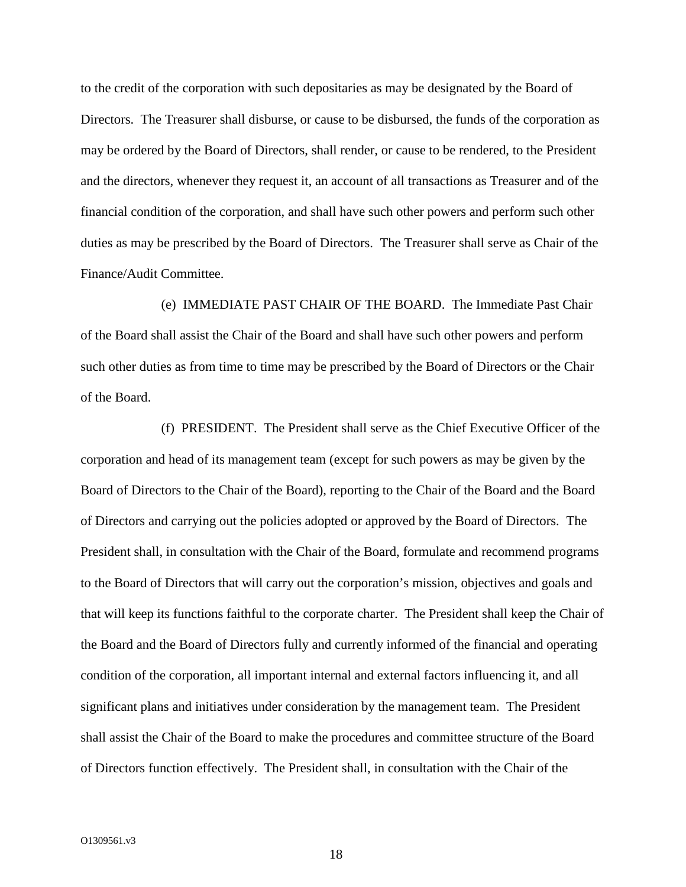to the credit of the corporation with such depositaries as may be designated by the Board of Directors. The Treasurer shall disburse, or cause to be disbursed, the funds of the corporation as may be ordered by the Board of Directors, shall render, or cause to be rendered, to the President and the directors, whenever they request it, an account of all transactions as Treasurer and of the financial condition of the corporation, and shall have such other powers and perform such other duties as may be prescribed by the Board of Directors. The Treasurer shall serve as Chair of the Finance/Audit Committee.

(e) IMMEDIATE PAST CHAIR OF THE BOARD. The Immediate Past Chair of the Board shall assist the Chair of the Board and shall have such other powers and perform such other duties as from time to time may be prescribed by the Board of Directors or the Chair of the Board.

(f) PRESIDENT. The President shall serve as the Chief Executive Officer of the corporation and head of its management team (except for such powers as may be given by the Board of Directors to the Chair of the Board), reporting to the Chair of the Board and the Board of Directors and carrying out the policies adopted or approved by the Board of Directors. The President shall, in consultation with the Chair of the Board, formulate and recommend programs to the Board of Directors that will carry out the corporation's mission, objectives and goals and that will keep its functions faithful to the corporate charter. The President shall keep the Chair of the Board and the Board of Directors fully and currently informed of the financial and operating condition of the corporation, all important internal and external factors influencing it, and all significant plans and initiatives under consideration by the management team. The President shall assist the Chair of the Board to make the procedures and committee structure of the Board of Directors function effectively. The President shall, in consultation with the Chair of the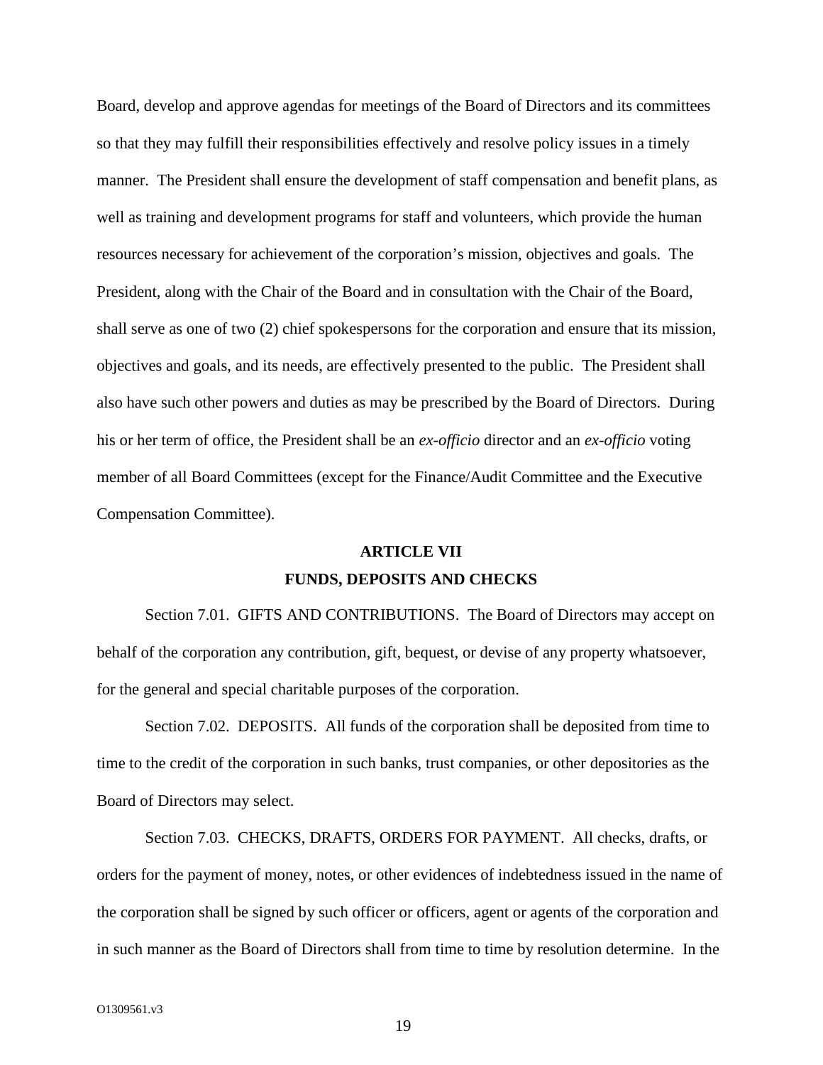Board, develop and approve agendas for meetings of the Board of Directors and its committees so that they may fulfill their responsibilities effectively and resolve policy issues in a timely manner. The President shall ensure the development of staff compensation and benefit plans, as well as training and development programs for staff and volunteers, which provide the human resources necessary for achievement of the corporation's mission, objectives and goals. The President, along with the Chair of the Board and in consultation with the Chair of the Board, shall serve as one of two (2) chief spokespersons for the corporation and ensure that its mission, objectives and goals, and its needs, are effectively presented to the public. The President shall also have such other powers and duties as may be prescribed by the Board of Directors. During his or her term of office, the President shall be an *ex-officio* director and an *ex-officio* voting member of all Board Committees (except for the Finance/Audit Committee and the Executive Compensation Committee).

## ARTICLE VII
## FUNDS, DEPOSITS AND CHECKS

Section 7.01. GIFTS AND CONTRIBUTIONS. The Board of Directors may accept on behalf of the corporation any contribution, gift, bequest, or devise of any property whatsoever, for the general and special charitable purposes of the corporation.

Section 7.02. DEPOSITS. All funds of the corporation shall be deposited from time to time to the credit of the corporation in such banks, trust companies, or other depositories as the Board of Directors may select.

Section 7.03. CHECKS, DRAFTS, ORDERS FOR PAYMENT. All checks, drafts, or orders for the payment of money, notes, or other evidences of indebtedness issued in the name of the corporation shall be signed by such officer or officers, agent or agents of the corporation and in such manner as the Board of Directors shall from time to time by resolution determine. In the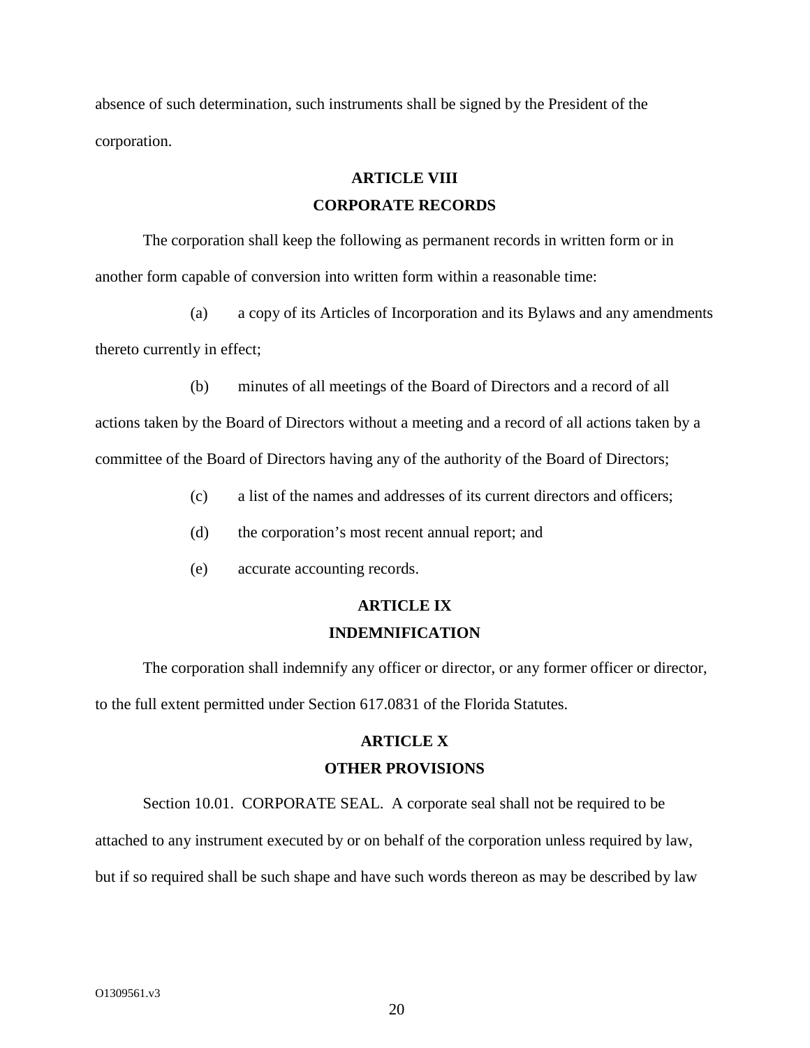absence of such determination, such instruments shall be signed by the President of the corporation.

## ARTICLE VIII
## CORPORATE RECORDS

The corporation shall keep the following as permanent records in written form or in another form capable of conversion into written form within a reasonable time:

(a) a copy of its Articles of Incorporation and its Bylaws and any amendments thereto currently in effect;

(b) minutes of all meetings of the Board of Directors and a record of all actions taken by the Board of Directors without a meeting and a record of all actions taken by a committee of the Board of Directors having any of the authority of the Board of Directors;

(c) a list of the names and addresses of its current directors and officers;

(d) the corporation's most recent annual report; and

(e) accurate accounting records.

## ARTICLE IX
## INDEMNIFICATION

The corporation shall indemnify any officer or director, or any former officer or director, to the full extent permitted under Section 617.0831 of the Florida Statutes.

## ARTICLE X
## OTHER PROVISIONS

Section 10.01. CORPORATE SEAL. A corporate seal shall not be required to be attached to any instrument executed by or on behalf of the corporation unless required by law, but if so required shall be such shape and have such words thereon as may be described by law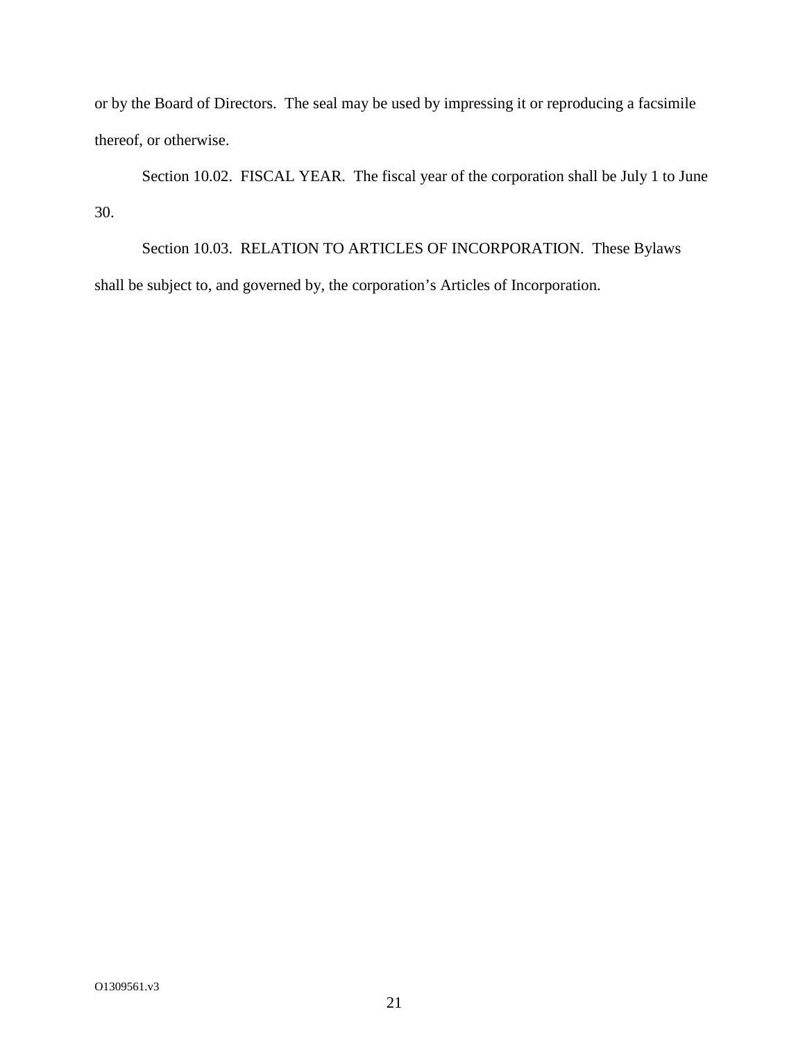or by the Board of Directors. The seal may be used by impressing it or reproducing a facsimile thereof, or otherwise.

Section 10.02. FISCAL YEAR. The fiscal year of the corporation shall be July 1 to June 30.

Section 10.03. RELATION TO ARTICLES OF INCORPORATION. These Bylaws shall be subject to, and governed by, the corporation's Articles of Incorporation.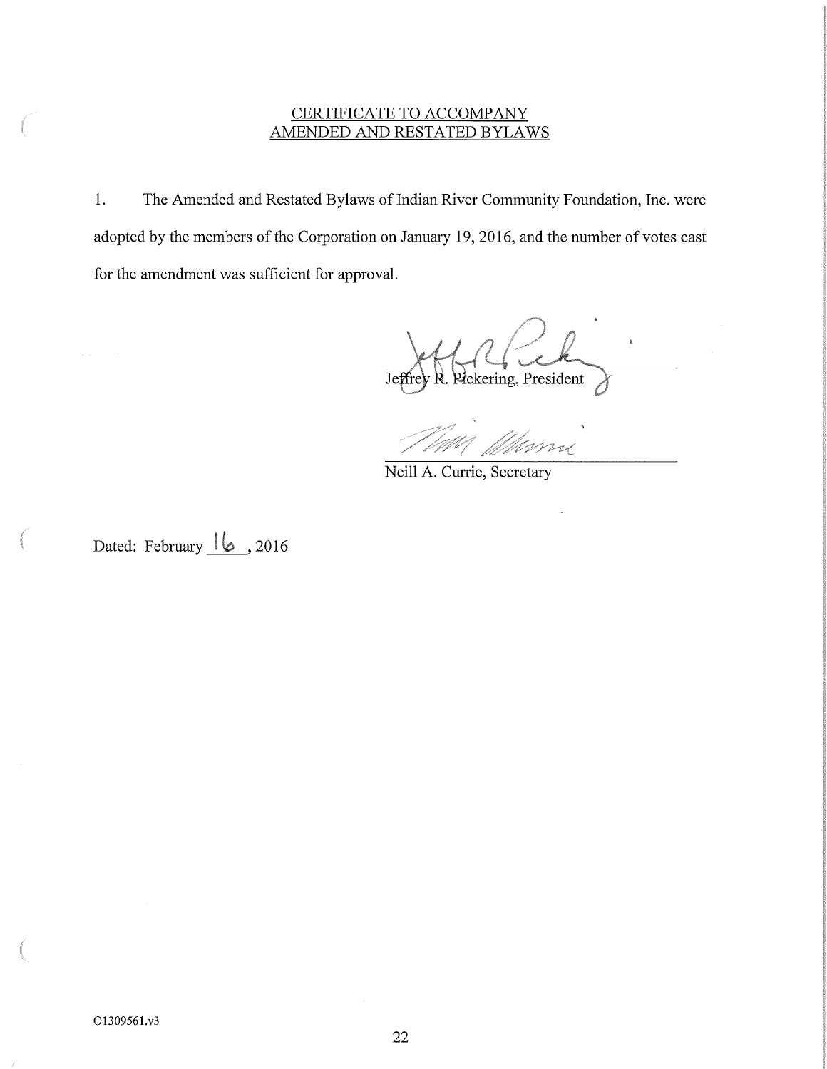## CERTIFICATE TO ACCOMPANY AMENDED AND RESTATED BYLAWS

1. The Amended and Restated Bylaws of Indian River Community Foundation, Inc. were adopted by the members of the Corporation on January 19, 2016, and the number of votes cast for the amendment was sufficient for approval.

Jeffrey R. Pickering, President

Neill A. Currie, Secretary

Dated: February 16, 2016

O1309561.v3